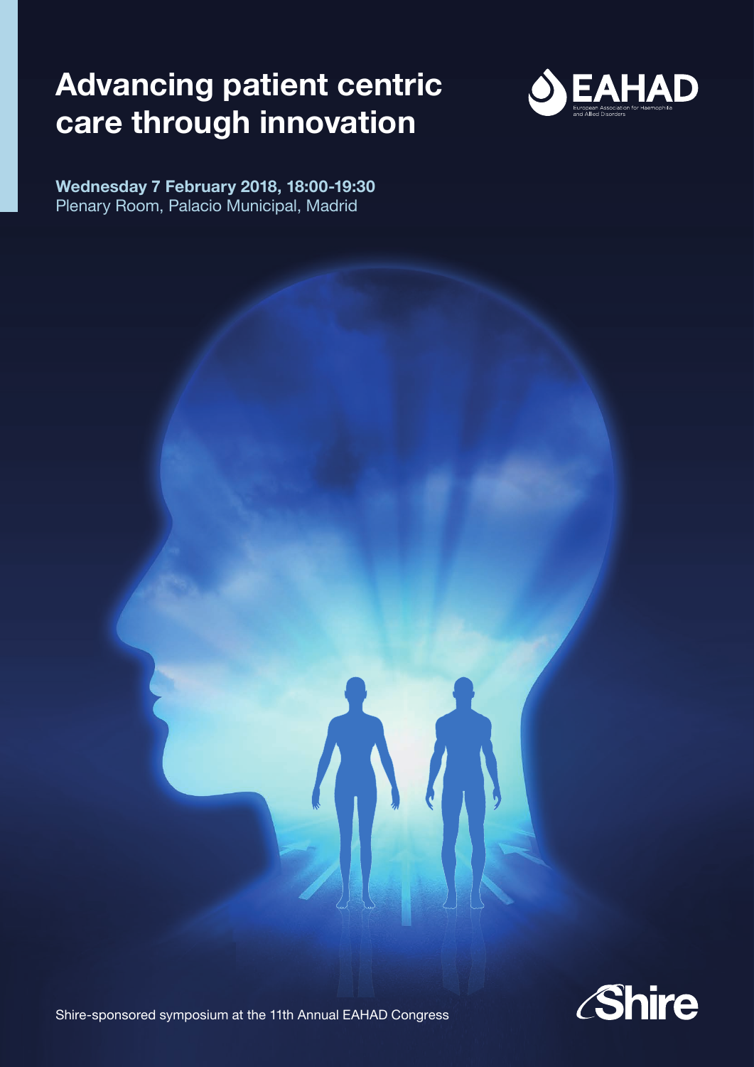# Advancing patient centric care through innovation

EAHAD
European Association for Haemophilia and Allied Disorders

**Wednesday 7 February 2018, 18:00-19:30**
Plenary Room, Palacio Municipal, Madrid

Shire-sponsored symposium at the 11th Annual EAHAD Congress

Shire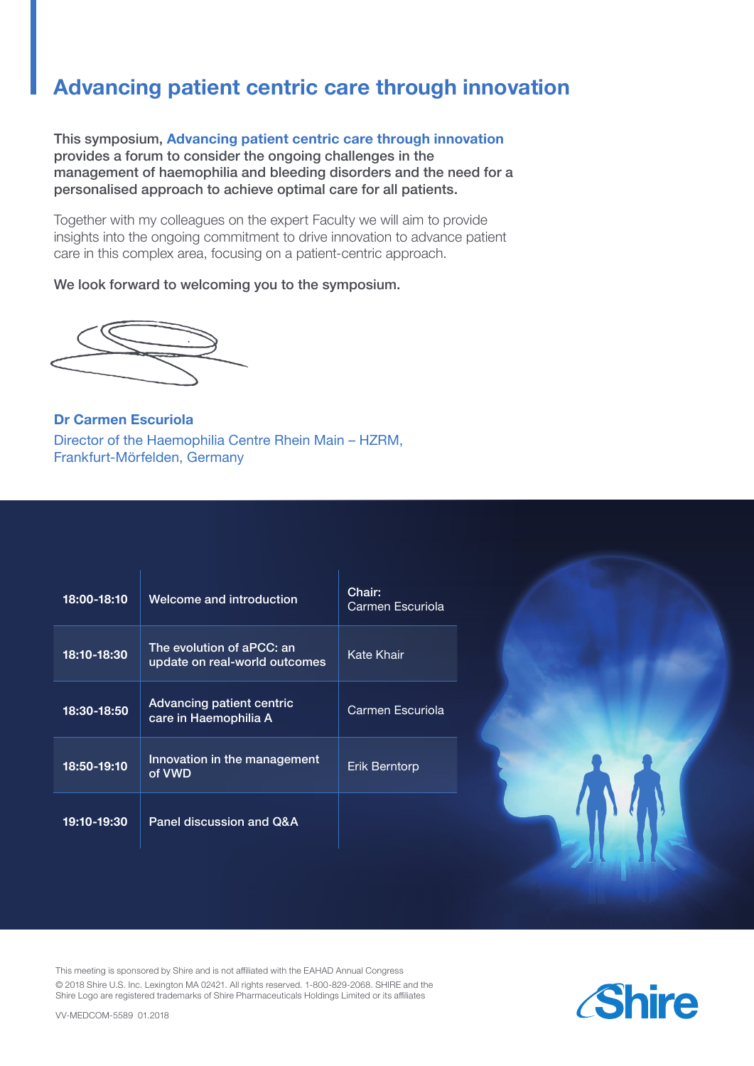# Advancing patient centric care through innovation

**This symposium, Advancing patient centric care through innovation provides a forum to consider the ongoing challenges in the management of haemophilia and bleeding disorders and the need for a personalised approach to achieve optimal care for all patients.**

Together with my colleagues on the expert Faculty we will aim to provide insights into the ongoing commitment to drive innovation to advance patient care in this complex area, focusing on a patient-centric approach.

**We look forward to welcoming you to the symposium.**

**Dr Carmen Escuriola**
Director of the Haemophilia Centre Rhein Main – HZRM,
Frankfurt-Mörfelden, Germany

| | | |
|---|---|---|
| **18:00-18:10** | Welcome and introduction | Chair: Carmen Escuriola |
| **18:10-18:30** | The evolution of aPCC: an update on real-world outcomes | Kate Khair |
| **18:30-18:50** | Advancing patient centric care in Haemophilia A | Carmen Escuriola |
| **18:50-19:10** | Innovation in the management of VWD | Erik Berntorp |
| **19:10-19:30** | Panel discussion and Q&A | |

This meeting is sponsored by Shire and is not affiliated with the EAHAD Annual Congress
© 2018 Shire U.S. Inc. Lexington MA 02421. All rights reserved. 1-800-829-2068. SHIRE and the Shire Logo are registered trademarks of Shire Pharmaceuticals Holdings Limited or its affiliates

VV-MEDCOM-5589 01.2018

Shire